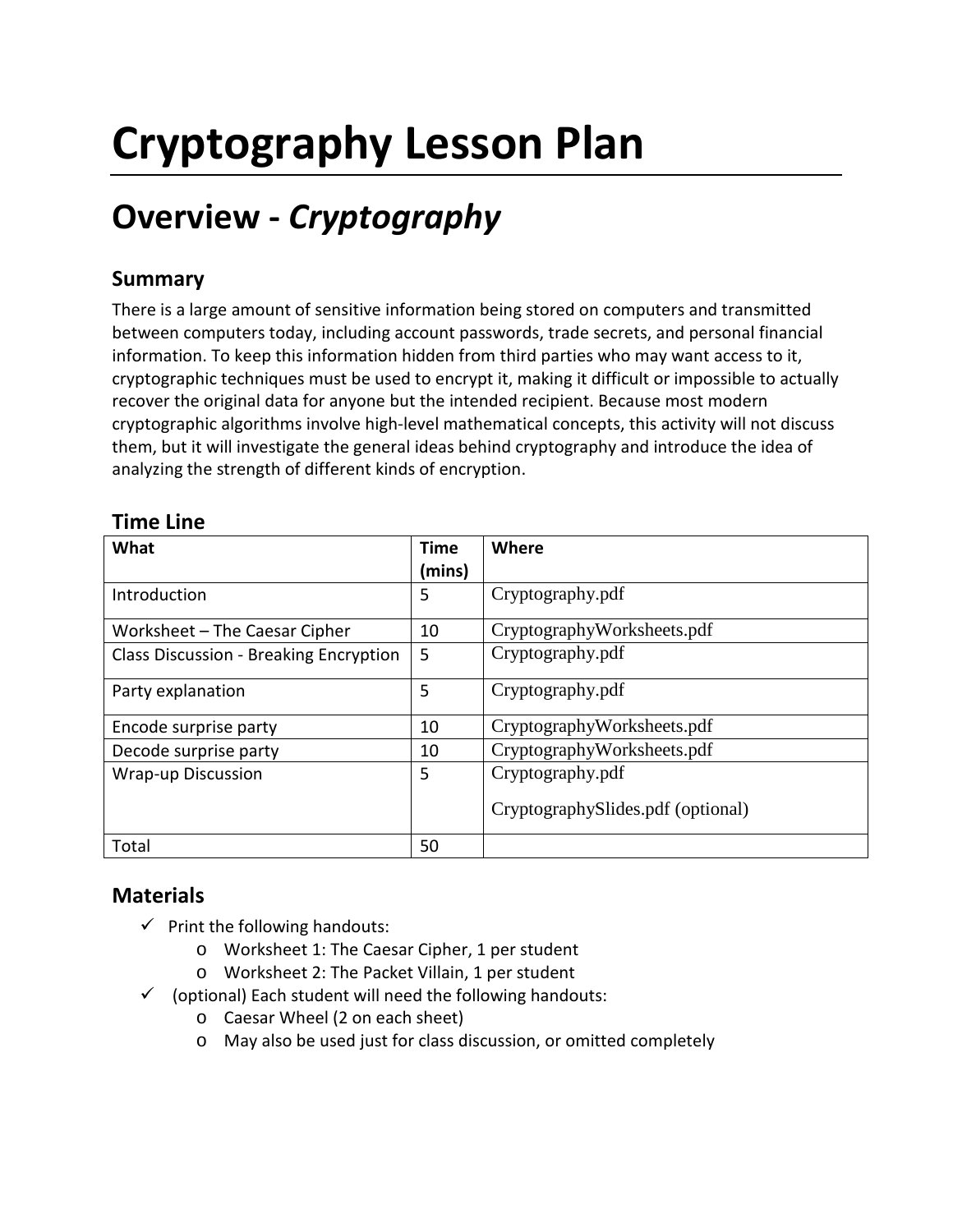# Cryptography Lesson Plan

## Overview - *Cryptography*

### Summary

There is a large amount of sensitive information being stored on computers and transmitted between computers today, including account passwords, trade secrets, and personal financial information. To keep this information hidden from third parties who may want access to it, cryptographic techniques must be used to encrypt it, making it difficult or impossible to actually recover the original data for anyone but the intended recipient. Because most modern cryptographic algorithms involve high-level mathematical concepts, this activity will not discuss them, but it will investigate the general ideas behind cryptography and introduce the idea of analyzing the strength of different kinds of encryption.

### Time Line

| What | Time (mins) | Where |
|---|---|---|
| Introduction | 5 | Cryptography.pdf |
| Worksheet – The Caesar Cipher | 10 | CryptographyWorksheets.pdf |
| Class Discussion - Breaking Encryption | 5 | Cryptography.pdf |
| Party explanation | 5 | Cryptography.pdf |
| Encode surprise party | 10 | CryptographyWorksheets.pdf |
| Decode surprise party | 10 | CryptographyWorksheets.pdf |
| Wrap-up Discussion | 5 | Cryptography.pdf<br>CryptographySlides.pdf (optional) |
| Total | 50 | |

### Materials

- ✓ Print the following handouts:
  - Worksheet 1: The Caesar Cipher, 1 per student
  - Worksheet 2: The Packet Villain, 1 per student
- ✓ (optional) Each student will need the following handouts:
  - Caesar Wheel (2 on each sheet)
  - May also be used just for class discussion, or omitted completely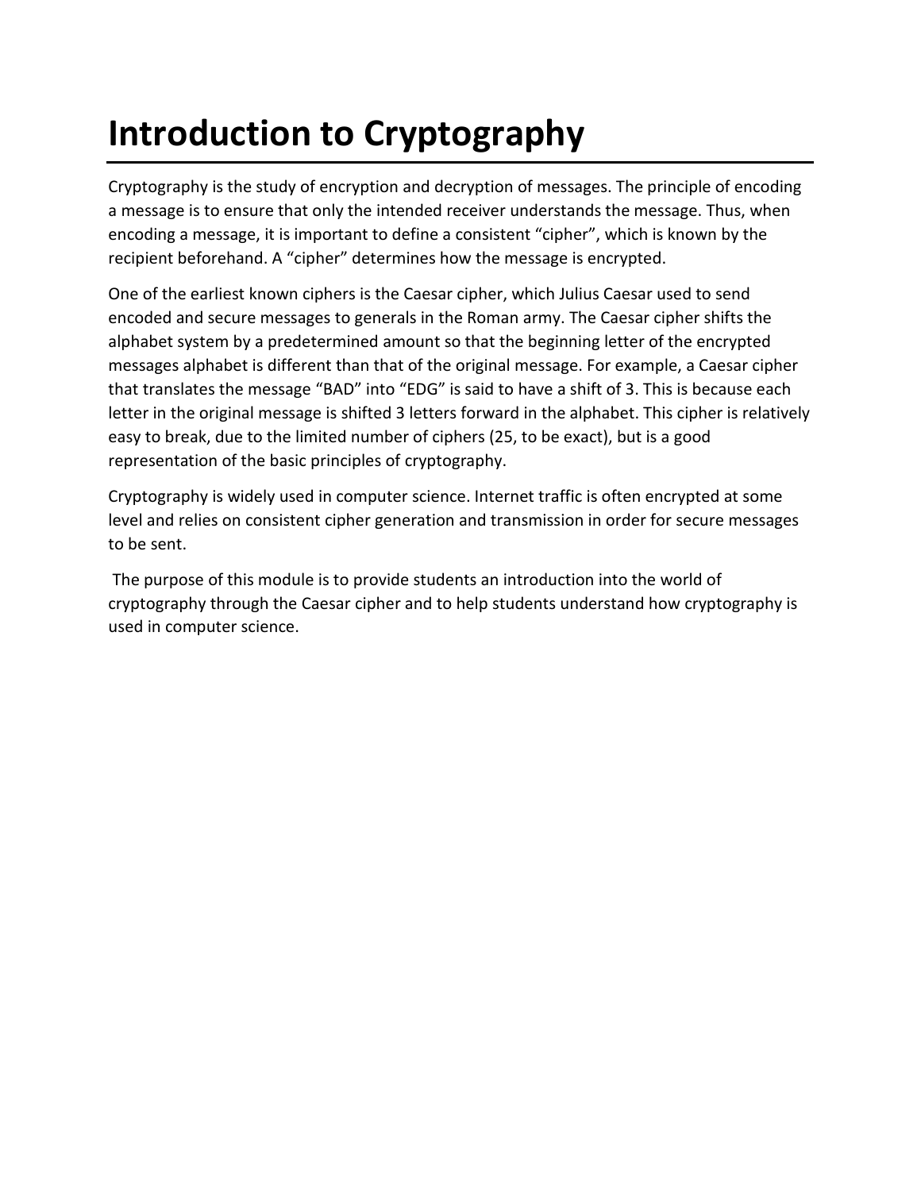# Introduction to Cryptography

Cryptography is the study of encryption and decryption of messages. The principle of encoding a message is to ensure that only the intended receiver understands the message. Thus, when encoding a message, it is important to define a consistent “cipher”, which is known by the recipient beforehand. A “cipher” determines how the message is encrypted.

One of the earliest known ciphers is the Caesar cipher, which Julius Caesar used to send encoded and secure messages to generals in the Roman army. The Caesar cipher shifts the alphabet system by a predetermined amount so that the beginning letter of the encrypted messages alphabet is different than that of the original message. For example, a Caesar cipher that translates the message “BAD” into “EDG” is said to have a shift of 3. This is because each letter in the original message is shifted 3 letters forward in the alphabet. This cipher is relatively easy to break, due to the limited number of ciphers (25, to be exact), but is a good representation of the basic principles of cryptography.

Cryptography is widely used in computer science. Internet traffic is often encrypted at some level and relies on consistent cipher generation and transmission in order for secure messages to be sent.

The purpose of this module is to provide students an introduction into the world of cryptography through the Caesar cipher and to help students understand how cryptography is used in computer science.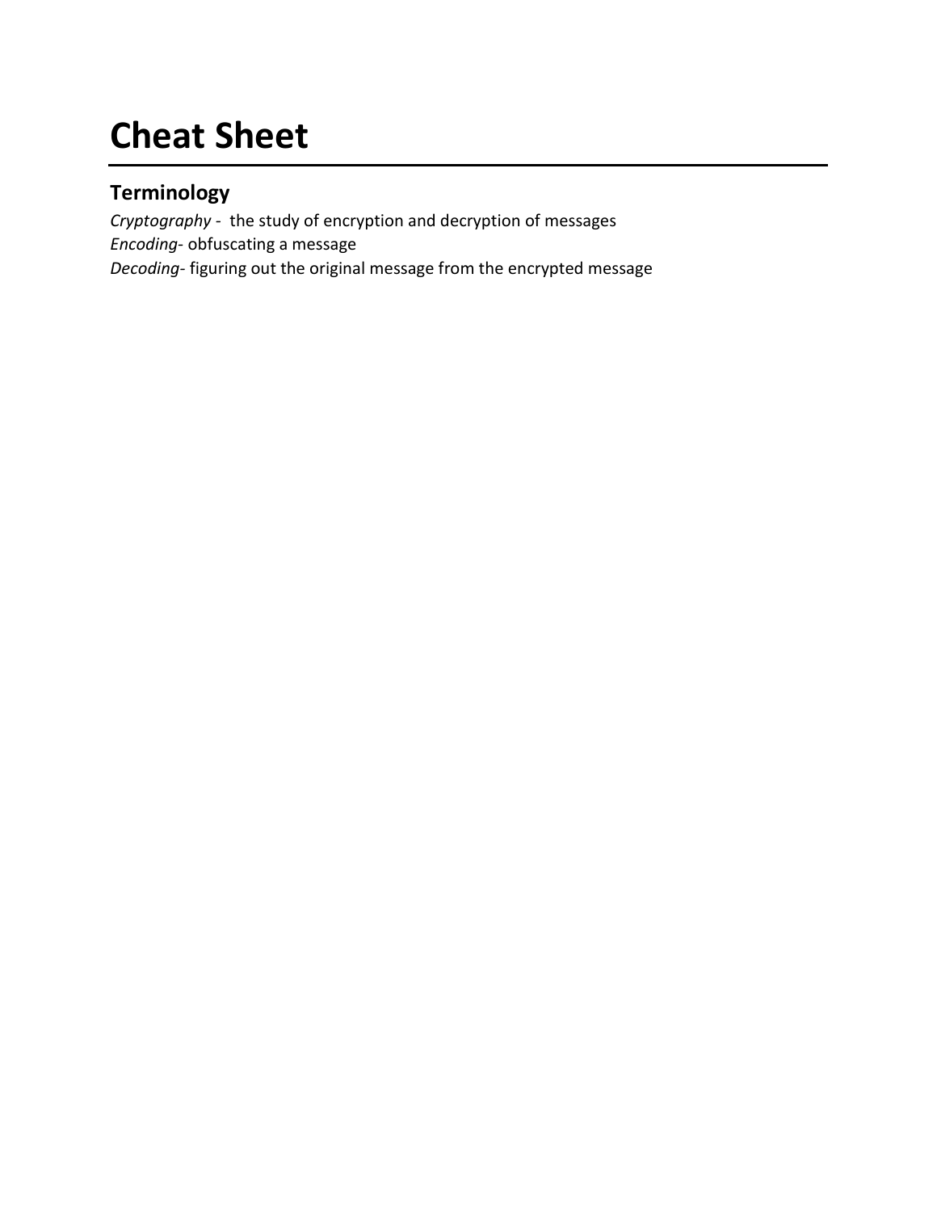# Cheat Sheet

## Terminology

*Cryptography* - the study of encryption and decryption of messages
*Encoding*- obfuscating a message
*Decoding*- figuring out the original message from the encrypted message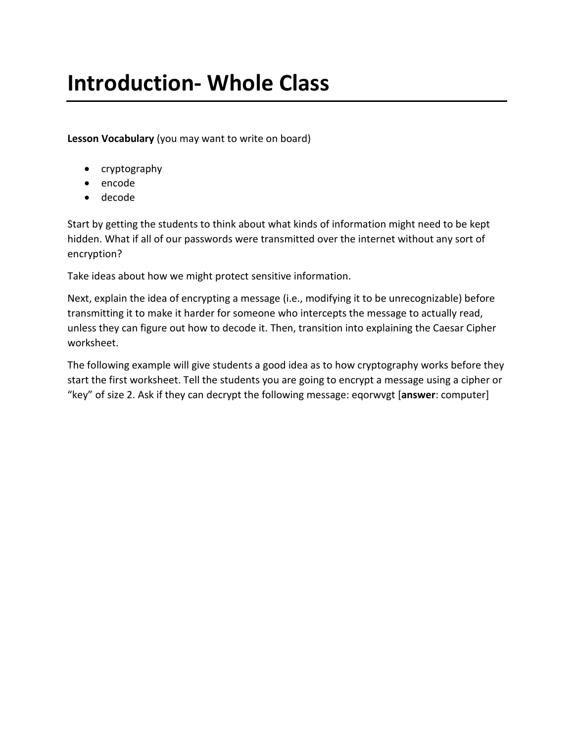# Introduction- Whole Class

**Lesson Vocabulary** (you may want to write on board)

- cryptography
- encode
- decode

Start by getting the students to think about what kinds of information might need to be kept hidden. What if all of our passwords were transmitted over the internet without any sort of encryption?

Take ideas about how we might protect sensitive information.

Next, explain the idea of encrypting a message (i.e., modifying it to be unrecognizable) before transmitting it to make it harder for someone who intercepts the message to actually read, unless they can figure out how to decode it. Then, transition into explaining the Caesar Cipher worksheet.

The following example will give students a good idea as to how cryptography works before they start the first worksheet. Tell the students you are going to encrypt a message using a cipher or "key" of size 2. Ask if they can decrypt the following message: eqorwvgt [**answer**: computer]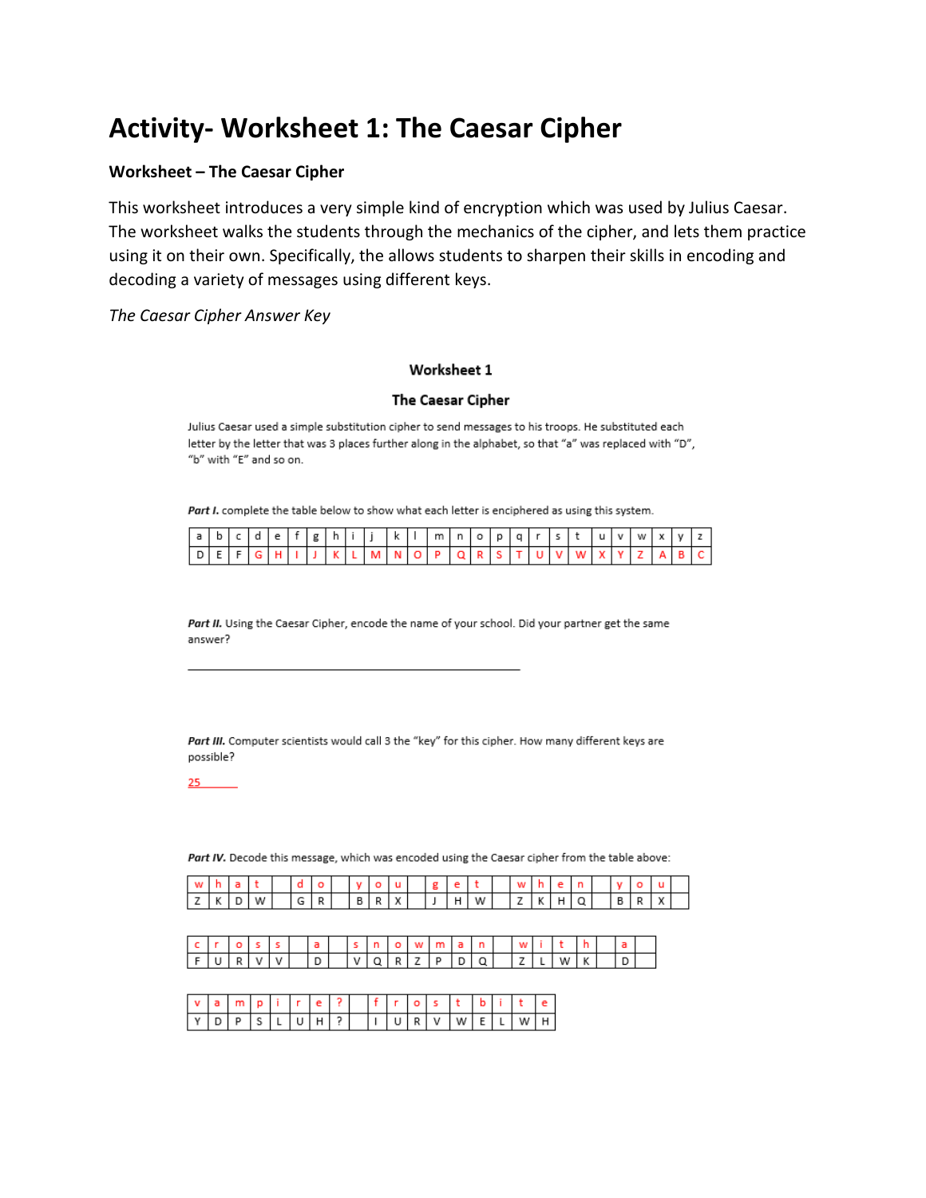# Activity- Worksheet 1: The Caesar Cipher

### Worksheet – The Caesar Cipher

This worksheet introduces a very simple kind of encryption which was used by Julius Caesar. The worksheet walks the students through the mechanics of the cipher, and lets them practice using it on their own. Specifically, the allows students to sharpen their skills in encoding and decoding a variety of messages using different keys.

*The Caesar Cipher Answer Key*

**Worksheet 1**

**The Caesar Cipher**

Julius Caesar used a simple substitution cipher to send messages to his troops. He substituted each letter by the letter that was 3 places further along in the alphabet, so that "a" was replaced with "D", "b" with "E" and so on.

***Part I.*** complete the table below to show what each letter is enciphered as using this system.

| a | b | c | d | e | f | g | h | i | j | k | l | m | n | o | p | q | r | s | t | u | v | w | x | y | z |
|---|---|---|---|---|---|---|---|---|---|---|---|---|---|---|---|---|---|---|---|---|---|---|---|---|---|
| D | E | F | G | H | I | J | K | L | M | N | O | P | Q | R | S | T | U | V | W | X | Y | Z | A | B | C |

***Part II.*** Using the Caesar Cipher, encode the name of your school. Did your partner get the same answer?

_______________________________________________

***Part III.*** Computer scientists would call 3 the "key" for this cipher. How many different keys are possible?

25

***Part IV.*** Decode this message, which was encoded using the Caesar cipher from the table above:

| w | h | a | t | | d | o | | y | o | u | | g | e | t | | w | h | e | n | | y | o | u |
|---|---|---|---|---|---|---|---|---|---|---|---|---|---|---|---|---|---|---|---|---|---|---|---|
| Z | K | D | W | | G | R | | B | R | X | | J | H | W | | Z | K | H | Q | | B | R | X |

| c | r | o | s | s | | a | | s | n | o | w | m | a | n | | w | i | t | h | | a | |
|---|---|---|---|---|---|---|---|---|---|---|---|---|---|---|---|---|---|---|---|---|---|---|
| F | U | R | V | V | | D | | V | Q | R | Z | P | D | Q | | Z | L | W | K | | D | |

| v | a | m | p | i | r | e | ? | | f | r | o | s | t | b | i | t | e |
|---|---|---|---|---|---|---|---|---|---|---|---|---|---|---|---|---|---|
| Y | D | P | S | L | U | H | ? | | I | U | R | V | W | E | L | W | H |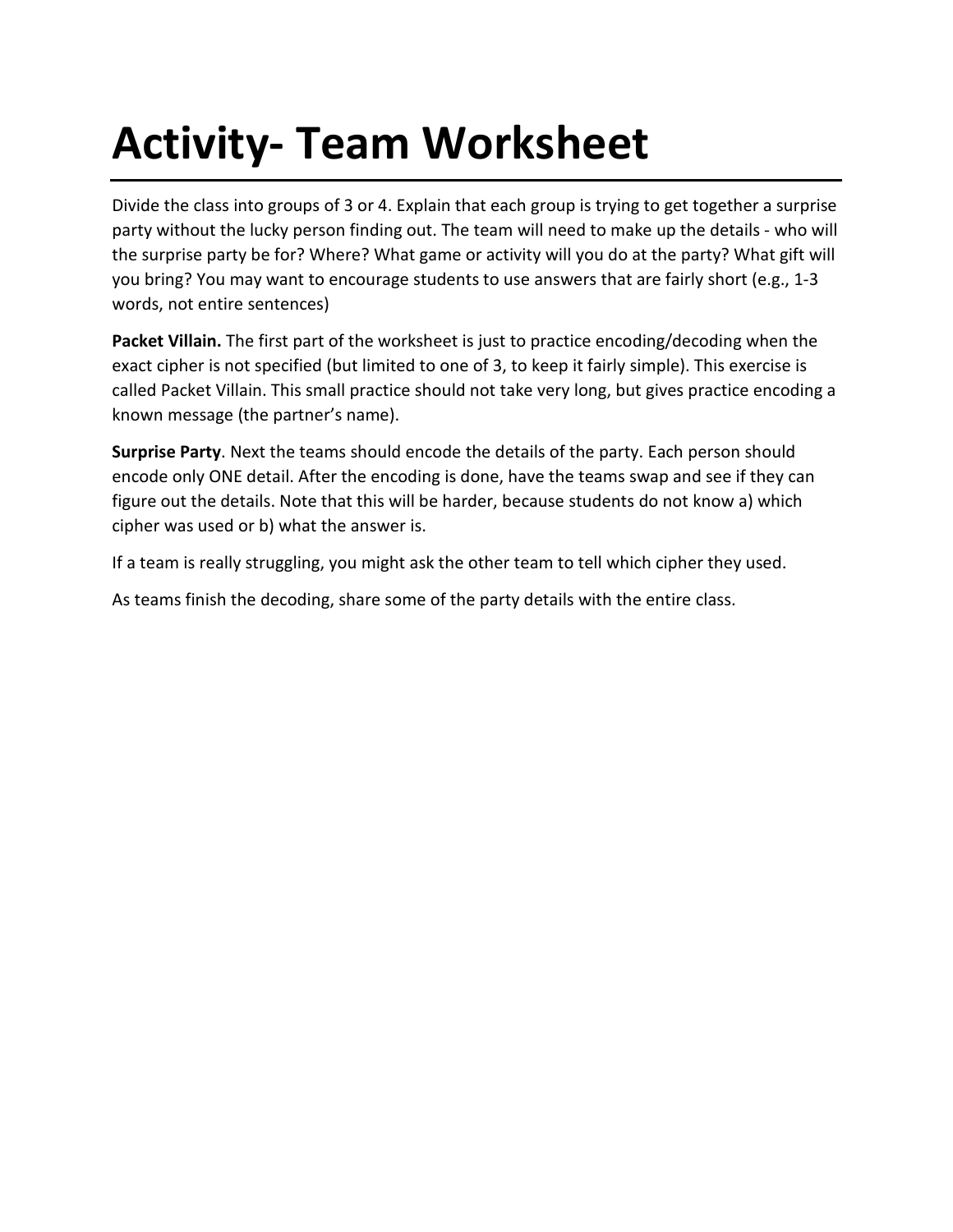# Activity- Team Worksheet

Divide the class into groups of 3 or 4. Explain that each group is trying to get together a surprise party without the lucky person finding out. The team will need to make up the details - who will the surprise party be for? Where? What game or activity will you do at the party? What gift will you bring? You may want to encourage students to use answers that are fairly short (e.g., 1-3 words, not entire sentences)

**Packet Villain.** The first part of the worksheet is just to practice encoding/decoding when the exact cipher is not specified (but limited to one of 3, to keep it fairly simple). This exercise is called Packet Villain. This small practice should not take very long, but gives practice encoding a known message (the partner's name).

**Surprise Party**. Next the teams should encode the details of the party. Each person should encode only ONE detail. After the encoding is done, have the teams swap and see if they can figure out the details. Note that this will be harder, because students do not know a) which cipher was used or b) what the answer is.

If a team is really struggling, you might ask the other team to tell which cipher they used.

As teams finish the decoding, share some of the party details with the entire class.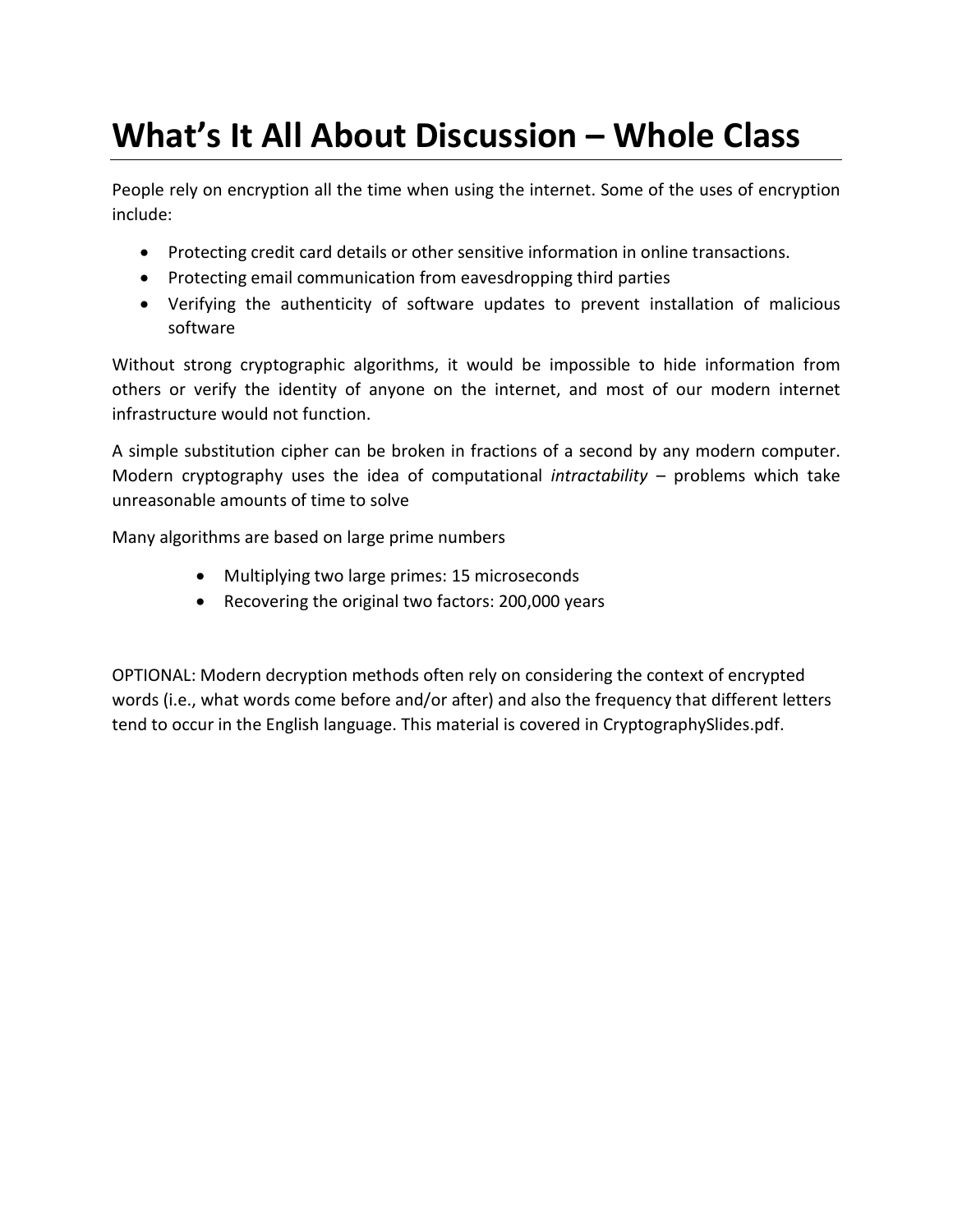# What's It All About Discussion – Whole Class

People rely on encryption all the time when using the internet. Some of the uses of encryption include:

- Protecting credit card details or other sensitive information in online transactions.
- Protecting email communication from eavesdropping third parties
- Verifying the authenticity of software updates to prevent installation of malicious software

Without strong cryptographic algorithms, it would be impossible to hide information from others or verify the identity of anyone on the internet, and most of our modern internet infrastructure would not function.

A simple substitution cipher can be broken in fractions of a second by any modern computer. Modern cryptography uses the idea of computational *intractability* – problems which take unreasonable amounts of time to solve

Many algorithms are based on large prime numbers

- Multiplying two large primes: 15 microseconds
- Recovering the original two factors: 200,000 years

OPTIONAL: Modern decryption methods often rely on considering the context of encrypted words (i.e., what words come before and/or after) and also the frequency that different letters tend to occur in the English language. This material is covered in CryptographySlides.pdf.